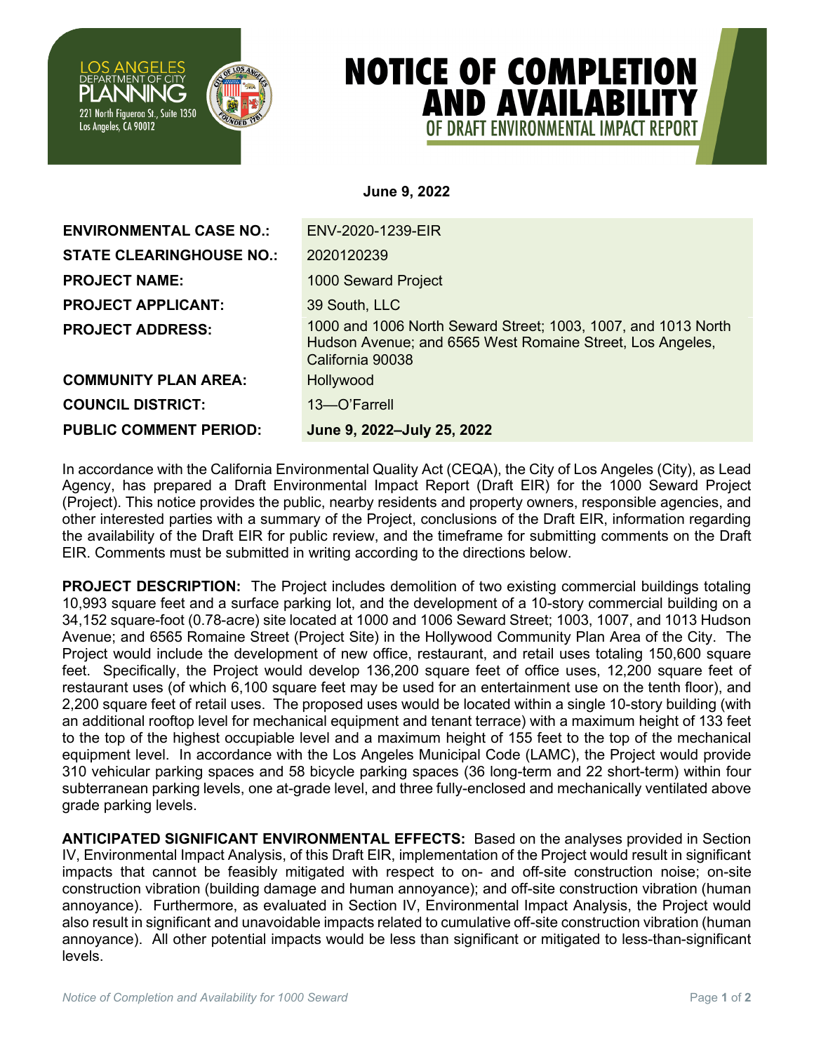LOS ANGELES DEPARTMENT OF CITY PLANNING
221 North Figueroa St., Suite 1350
Los Angeles, CA 90012

# NOTICE OF COMPLETION AND AVAILABILITY OF DRAFT ENVIRONMENTAL IMPACT REPORT

**June 9, 2022**

| | |
|---|---|
| **ENVIRONMENTAL CASE NO.:** | ENV-2020-1239-EIR |
| **STATE CLEARINGHOUSE NO.:** | 2020120239 |
| **PROJECT NAME:** | 1000 Seward Project |
| **PROJECT APPLICANT:** | 39 South, LLC |
| **PROJECT ADDRESS:** | 1000 and 1006 North Seward Street; 1003, 1007, and 1013 North Hudson Avenue; and 6565 West Romaine Street, Los Angeles, California 90038 |
| **COMMUNITY PLAN AREA:** | Hollywood |
| **COUNCIL DISTRICT:** | 13—O'Farrell |
| **PUBLIC COMMENT PERIOD:** | **June 9, 2022–July 25, 2022** |

In accordance with the California Environmental Quality Act (CEQA), the City of Los Angeles (City), as Lead Agency, has prepared a Draft Environmental Impact Report (Draft EIR) for the 1000 Seward Project (Project). This notice provides the public, nearby residents and property owners, responsible agencies, and other interested parties with a summary of the Project, conclusions of the Draft EIR, information regarding the availability of the Draft EIR for public review, and the timeframe for submitting comments on the Draft EIR. Comments must be submitted in writing according to the directions below.

**PROJECT DESCRIPTION:** The Project includes demolition of two existing commercial buildings totaling 10,993 square feet and a surface parking lot, and the development of a 10-story commercial building on a 34,152 square-foot (0.78-acre) site located at 1000 and 1006 Seward Street; 1003, 1007, and 1013 Hudson Avenue; and 6565 Romaine Street (Project Site) in the Hollywood Community Plan Area of the City. The Project would include the development of new office, restaurant, and retail uses totaling 150,600 square feet. Specifically, the Project would develop 136,200 square feet of office uses, 12,200 square feet of restaurant uses (of which 6,100 square feet may be used for an entertainment use on the tenth floor), and 2,200 square feet of retail uses. The proposed uses would be located within a single 10-story building (with an additional rooftop level for mechanical equipment and tenant terrace) with a maximum height of 133 feet to the top of the highest occupiable level and a maximum height of 155 feet to the top of the mechanical equipment level. In accordance with the Los Angeles Municipal Code (LAMC), the Project would provide 310 vehicular parking spaces and 58 bicycle parking spaces (36 long-term and 22 short-term) within four subterranean parking levels, one at-grade level, and three fully-enclosed and mechanically ventilated above grade parking levels.

**ANTICIPATED SIGNIFICANT ENVIRONMENTAL EFFECTS:** Based on the analyses provided in Section IV, Environmental Impact Analysis, of this Draft EIR, implementation of the Project would result in significant impacts that cannot be feasibly mitigated with respect to on- and off-site construction noise; on-site construction vibration (building damage and human annoyance); and off-site construction vibration (human annoyance). Furthermore, as evaluated in Section IV, Environmental Impact Analysis, the Project would also result in significant and unavoidable impacts related to cumulative off-site construction vibration (human annoyance). All other potential impacts would be less than significant or mitigated to less-than-significant levels.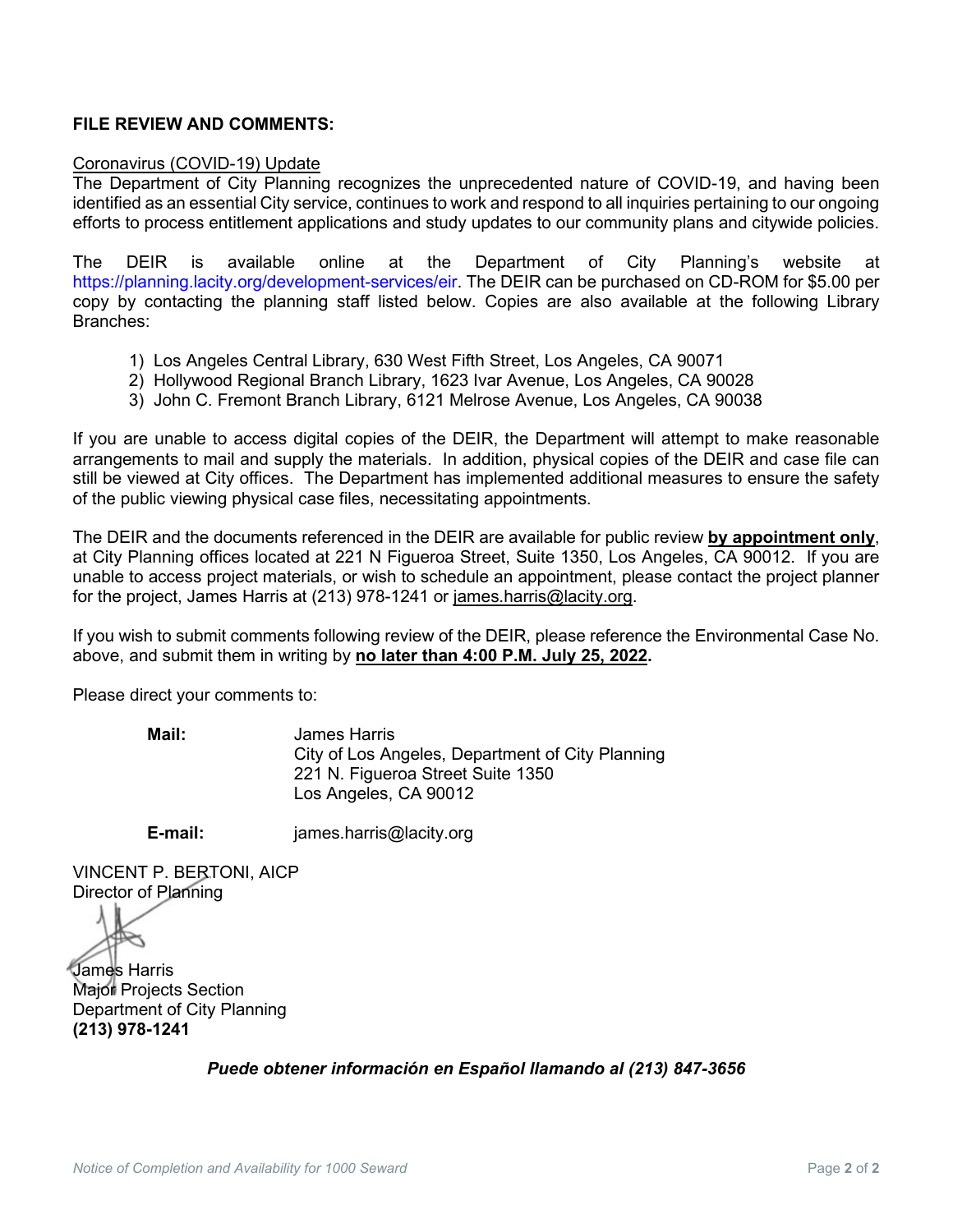**FILE REVIEW AND COMMENTS:**

Coronavirus (COVID-19) Update

The Department of City Planning recognizes the unprecedented nature of COVID-19, and having been identified as an essential City service, continues to work and respond to all inquiries pertaining to our ongoing efforts to process entitlement applications and study updates to our community plans and citywide policies.

The DEIR is available online at the Department of City Planning's website at https://planning.lacity.org/development-services/eir. The DEIR can be purchased on CD-ROM for $5.00 per copy by contacting the planning staff listed below. Copies are also available at the following Library Branches:

1) Los Angeles Central Library, 630 West Fifth Street, Los Angeles, CA 90071
2) Hollywood Regional Branch Library, 1623 Ivar Avenue, Los Angeles, CA 90028
3) John C. Fremont Branch Library, 6121 Melrose Avenue, Los Angeles, CA 90038

If you are unable to access digital copies of the DEIR, the Department will attempt to make reasonable arrangements to mail and supply the materials. In addition, physical copies of the DEIR and case file can still be viewed at City offices. The Department has implemented additional measures to ensure the safety of the public viewing physical case files, necessitating appointments.

The DEIR and the documents referenced in the DEIR are available for public review **by appointment only**, at City Planning offices located at 221 N Figueroa Street, Suite 1350, Los Angeles, CA 90012. If you are unable to access project materials, or wish to schedule an appointment, please contact the project planner for the project, James Harris at (213) 978-1241 or james.harris@lacity.org.

If you wish to submit comments following review of the DEIR, please reference the Environmental Case No. above, and submit them in writing by **no later than 4:00 P.M. July 25, 2022.**

Please direct your comments to:

**Mail:**
James Harris
City of Los Angeles, Department of City Planning
221 N. Figueroa Street Suite 1350
Los Angeles, CA 90012

**E-mail:** james.harris@lacity.org

VINCENT P. BERTONI, AICP
Director of Planning

James Harris
Major Projects Section
Department of City Planning
**(213) 978-1241**

***Puede obtener información en Español llamando al (213) 847-3656***